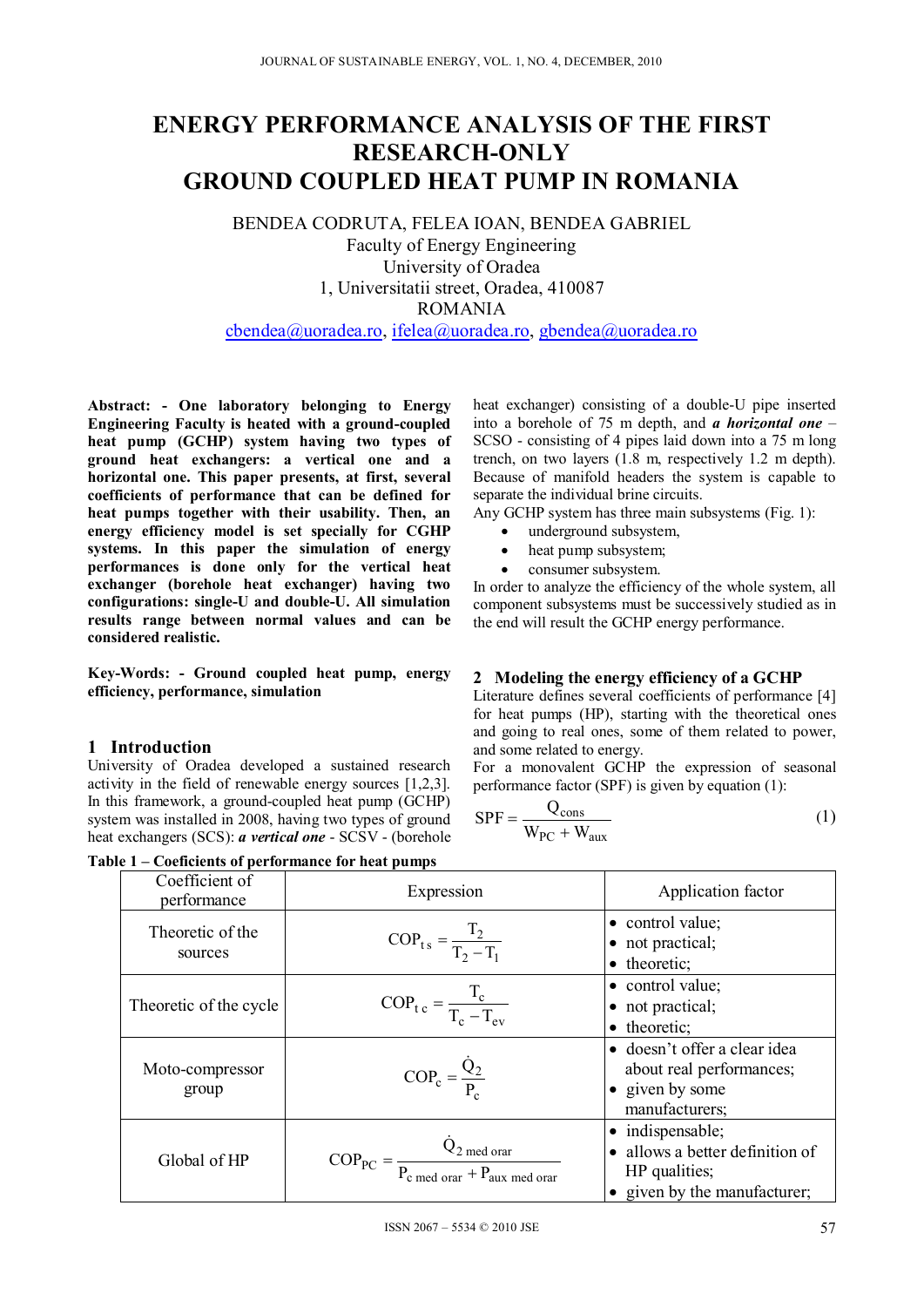# ENERGY PERFORMANCE ANALYSIS OF THE FIRST RESEARCH-ONLY GROUND COUPLED HEAT PUMP IN ROMANIA

BENDEA CODRUTA, FELEA IOAN, BENDEA GABRIEL
Faculty of Energy Engineering
University of Oradea
1, Universitatii street, Oradea, 410087
ROMANIA
cbendea@uoradea.ro, ifelea@uoradea.ro, gbendea@uoradea.ro

**Abstract: - One laboratory belonging to Energy Engineering Faculty is heated with a ground-coupled heat pump (GCHP) system having two types of ground heat exchangers: a vertical one and a horizontal one. This paper presents, at first, several coefficients of performance that can be defined for heat pumps together with their usability. Then, an energy efficiency model is set specially for CGHP systems. In this paper the simulation of energy performances is done only for the vertical heat exchanger (borehole heat exchanger) having two configurations: single-U and double-U. All simulation results range between normal values and can be considered realistic.**

**Key-Words: - Ground coupled heat pump, energy efficiency, performance, simulation**

## 1 Introduction

University of Oradea developed a sustained research activity in the field of renewable energy sources [1,2,3]. In this framework, a ground-coupled heat pump (GCHP) system was installed in 2008, having two types of ground heat exchangers (SCS): ***a vertical one*** - SCSV - (borehole heat exchanger) consisting of a double-U pipe inserted into a borehole of 75 m depth, and ***a horizontal one*** – SCSO - consisting of 4 pipes laid down into a 75 m long trench, on two layers (1.8 m, respectively 1.2 m depth). Because of manifold headers the system is capable to separate the individual brine circuits.

Any GCHP system has three main subsystems (Fig. 1):

- underground subsystem,
- heat pump subsystem;
- consumer subsystem.

In order to analyze the efficiency of the whole system, all component subsystems must be successively studied as in the end will result the GCHP energy performance.

## 2 Modeling the energy efficiency of a GCHP

Literature defines several coefficients of performance [4] for heat pumps (HP), starting with the theoretical ones and going to real ones, some of them related to power, and some related to energy.

For a monovalent GCHP the expression of seasonal performance factor (SPF) is given by equation (1):

$$SPF = \frac{Q_{cons}}{W_{PC} + W_{aux}} \tag{1}$$

**Table 1 – Coeficients of performance for heat pumps**

| Coefficient of performance | Expression | Application factor |
|---|---|---|
| Theoretic of the sources | $COP_{ts} = \frac{T_2}{T_2 - T_1}$ | • control value;<br>• not practical;<br>• theoretic; |
| Theoretic of the cycle | $COP_{tc} = \frac{T_c}{T_c - T_{ev}}$ | • control value;<br>• not practical;<br>• theoretic; |
| Moto-compressor group | $COP_c = \frac{\dot{Q}_2}{P_c}$ | • doesn't offer a clear idea about real performances;<br>• given by some manufacturers; |
| Global of HP | $COP_{PC} = \frac{\dot{Q}_{2\ med\ orar}}{P_{c\ med\ orar} + P_{aux\ med\ orar}}$ | • indispensable;<br>• allows a better definition of HP qualities;<br>• given by the manufacturer; |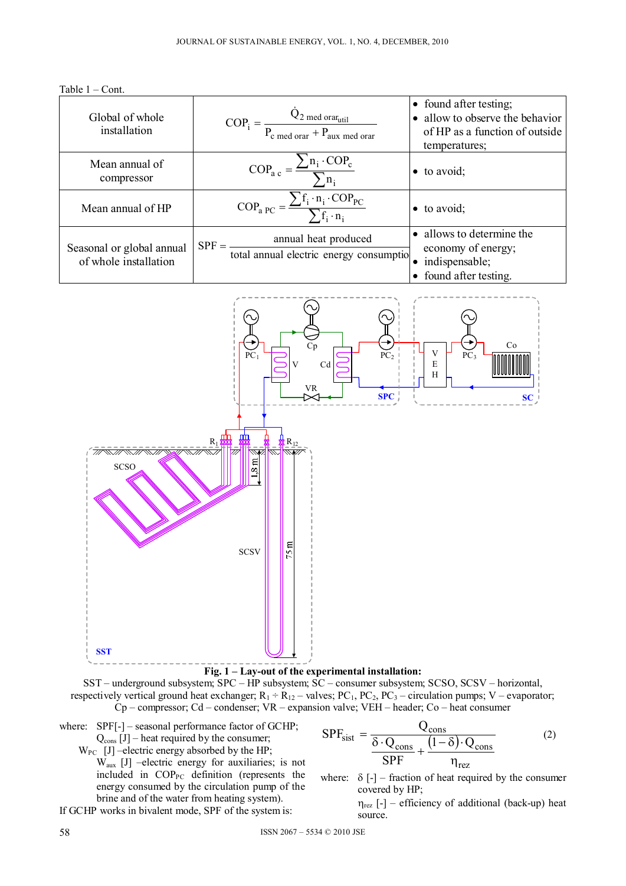Table 1 – Cont.

| | | |
|---|---|---|
| Global of whole installation | $COP_i = \dfrac{\dot{Q}_{2\ med\ orar_{util}}}{P_{c\ med\ orar} + P_{aux\ med\ orar}}$ | • found after testing; • allow to observe the behavior of HP as a function of outside temperatures; |
| Mean annual of compressor | $COP_{a\ c} = \dfrac{\sum n_i \cdot COP_c}{\sum n_i}$ | • to avoid; |
| Mean annual of HP | $COP_{a\ PC} = \dfrac{\sum f_i \cdot n_i \cdot COP_{PC}}{\sum f_i \cdot n_i}$ | • to avoid; |
| Seasonal or global annual of whole installation | $SPF = \dfrac{\text{annual heat produced}}{\text{total annual electric energy consumptio}}$ | • allows to determine the economy of energy; • indispensable; • found after testing. |

**Fig. 1 – Lay-out of the experimental installation:**
SST – underground subsystem; SPC – HP subsystem; SC – consumer subsystem; SCSO, SCSV – horizontal, respectively vertical ground heat exchanger; $R_1 \div R_{12}$ – valves; $PC_1$, $PC_2$, $PC_3$ – circulation pumps; V – evaporator; Cp – compressor; Cd – condenser; VR – expansion valve; VEH – header; Co – heat consumer

where: SPF[-] – seasonal performance factor of GCHP;
$Q_{cons}$ [J] – heat required by the consumer;
$W_{PC}$ [J] –electric energy absorbed by the HP;
$W_{aux}$ [J] –electric energy for auxiliaries; is not included in $COP_{PC}$ definition (represents the energy consumed by the circulation pump of the brine and of the water from heating system).

If GCHP works in bivalent mode, SPF of the system is:

$$SPF_{sist} = \frac{Q_{cons}}{\dfrac{\delta \cdot Q_{cons}}{SPF} + \dfrac{(1-\delta) \cdot Q_{cons}}{\eta_{rez}}} \tag{2}$$

where: δ [-] – fraction of heat required by the consumer covered by HP;
$\eta_{rez}$ [-] – efficiency of additional (back-up) heat source.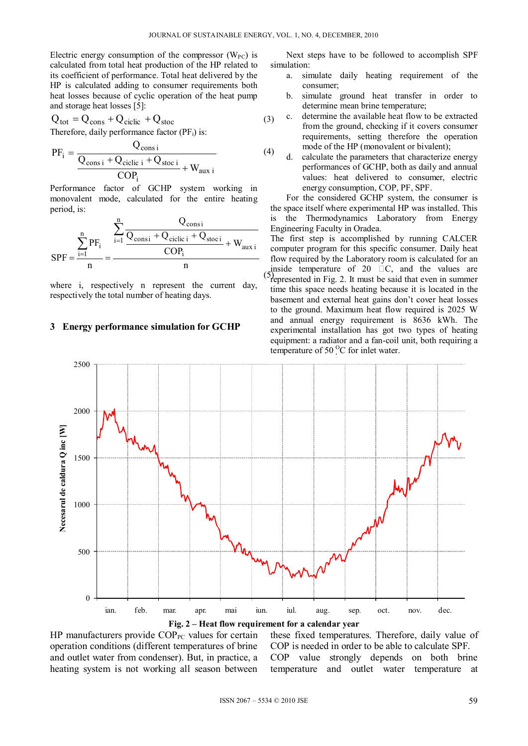Electric energy consumption of the compressor ($W_{PC}$) is calculated from total heat production of the HP related to its coefficient of performance. Total heat delivered by the HP is calculated adding to consumer requirements both heat losses because of cyclic operation of the heat pump and storage heat losses [5]:

$$Q_{tot} = Q_{cons} + Q_{ciclic} + Q_{stoc} \tag{3}$$

Therefore, daily performance factor ($PF_i$) is:

$$PF_i = \frac{Q_{cons\,i}}{\dfrac{Q_{cons\,i} + Q_{ciclic\,i} + Q_{stoc\,i}}{COP_i} + W_{aux\,i}} \tag{4}$$

Performance factor of GCHP system working in monovalent mode, calculated for the entire heating period, is:

$$SPF = \frac{\sum_{i=1}^{n} PF_i}{n} = \frac{\sum_{i=1}^{n} \dfrac{Q_{cons\,i}}{\dfrac{Q_{cons\,i} + Q_{ciclic\,i} + Q_{stoc\,i}}{COP_i} + W_{aux\,i}}}{n} \tag{5}$$

where i, respectively n represent the current day, respectively the total number of heating days.

## 3 Energy performance simulation for GCHP

Next steps have to be followed to accomplish SPF simulation:

a. simulate daily heating requirement of the consumer;
b. simulate ground heat transfer in order to determine mean brine temperature;
c. determine the available heat flow to be extracted from the ground, checking if it covers consumer requirements, setting therefore the operation mode of the HP (monovalent or bivalent);
d. calculate the parameters that characterize energy performances of GCHP, both as daily and annual values: heat delivered to consumer, electric energy consumption, COP, PF, SPF.

For the considered GCHP system, the consumer is the space itself where experimental HP was installed. This is the Thermodynamics Laboratory from Energy Engineering Faculty in Oradea.

The first step is accomplished by running CALCER computer program for this specific consumer. Daily heat flow required by the Laboratory room is calculated for an inside temperature of 20 °C, and the values are represented in Fig. 2. It must be said that even in summer time this space needs heating because it is located in the basement and external heat gains don't cover heat losses to the ground. Maximum heat flow required is 2025 W and annual energy requirement is 8636 kWh. The experimental installation has got two types of heating equipment: a radiator and a fan-coil unit, both requiring a temperature of 50 °C for inlet water.

Fig. 2 – Heat flow requirement for a calendar year

HP manufacturers provide $COP_{PC}$ values for certain operation conditions (different temperatures of brine and outlet water from condenser). But, in practice, a heating system is not working all season between these fixed temperatures. Therefore, daily value of COP is needed in order to be able to calculate SPF.

COP value strongly depends on both brine temperature and outlet water temperature at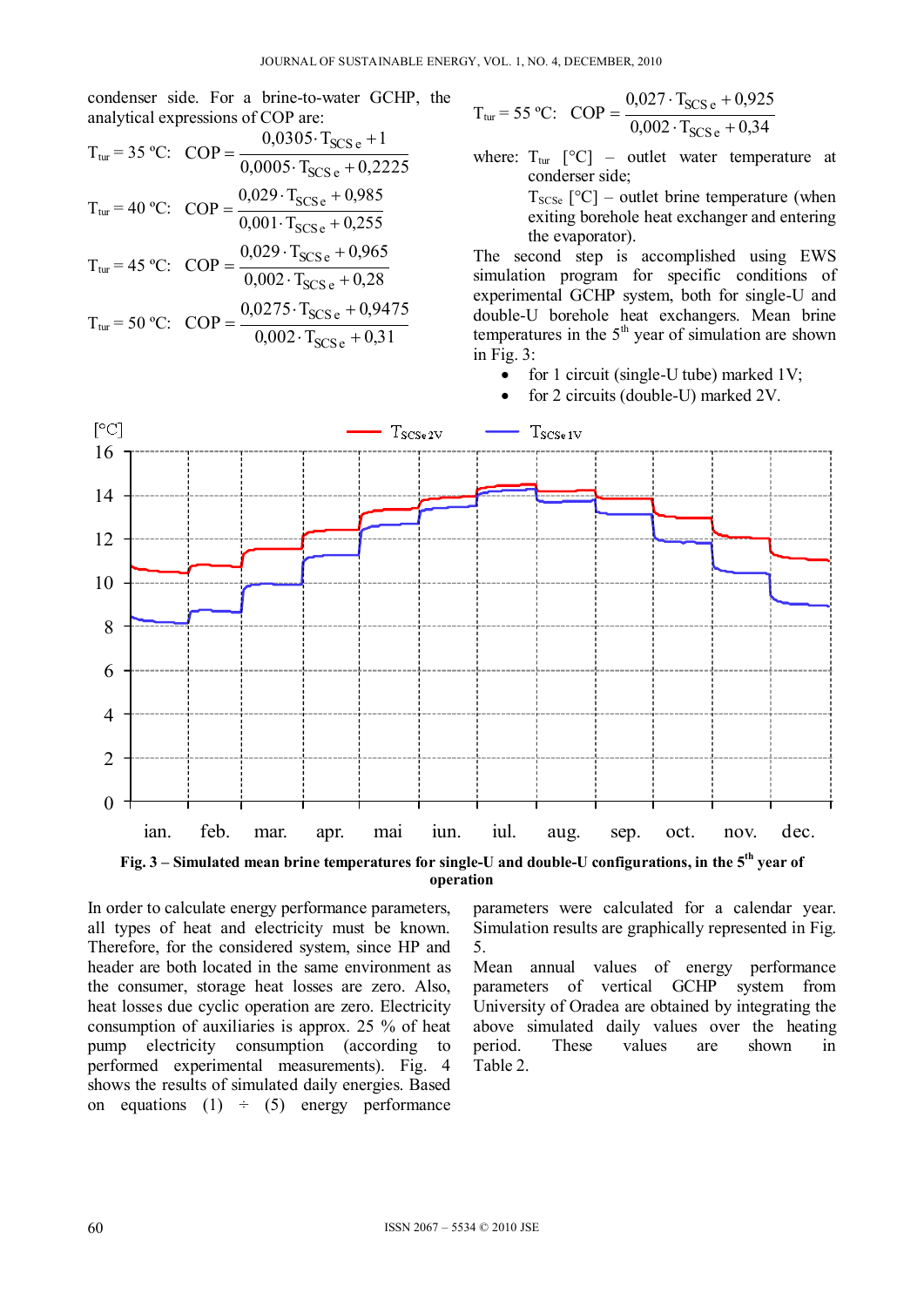condenser side. For a brine-to-water GCHP, the analytical expressions of COP are:

$$T_{tur} = 35\ ^{\circ}C: \quad COP = \frac{0{,}0305 \cdot T_{SCS\,e} + 1}{0{,}0005 \cdot T_{SCS\,e} + 0{,}2225}$$

$$T_{tur} = 40\ ^{\circ}C: \quad COP = \frac{0{,}029 \cdot T_{SCS\,e} + 0{,}985}{0{,}001 \cdot T_{SCS\,e} + 0{,}255}$$

$$T_{tur} = 45\ ^{\circ}C: \quad COP = \frac{0{,}029 \cdot T_{SCS\,e} + 0{,}965}{0{,}002 \cdot T_{SCS\,e} + 0{,}28}$$

$$T_{tur} = 50\ ^{\circ}C: \quad COP = \frac{0{,}0275 \cdot T_{SCS\,e} + 0{,}9475}{0{,}002 \cdot T_{SCS\,e} + 0{,}31}$$

$$T_{tur} = 55\ ^{\circ}C: \quad COP = \frac{0{,}027 \cdot T_{SCS\,e} + 0{,}925}{0{,}002 \cdot T_{SCS\,e} + 0{,}34}$$

where: $T_{tur}$ [°C] – outlet water temperature at condenser side;

$T_{SCSe}$ [°C] – outlet brine temperature (when exiting borehole heat exchanger and entering the evaporator).

The second step is accomplished using EWS simulation program for specific conditions of experimental GCHP system, both for single-U and double-U borehole heat exchangers. Mean brine temperatures in the 5th year of simulation are shown in Fig. 3:

- for 1 circuit (single-U tube) marked 1V;
- for 2 circuits (double-U) marked 2V.

**Fig. 3 – Simulated mean brine temperatures for single-U and double-U configurations, in the 5th year of operation**

In order to calculate energy performance parameters, all types of heat and electricity must be known. Therefore, for the considered system, since HP and header are both located in the same environment as the consumer, storage heat losses are zero. Also, heat losses due cyclic operation are zero. Electricity consumption of auxiliaries is approx. 25 % of heat pump electricity consumption (according to performed experimental measurements). Fig. 4 shows the results of simulated daily energies. Based on equations (1) ÷ (5) energy performance parameters were calculated for a calendar year. Simulation results are graphically represented in Fig. 5.

Mean annual values of energy performance parameters of vertical GCHP system from University of Oradea are obtained by integrating the above simulated daily values over the heating period. These values are shown in Table 2.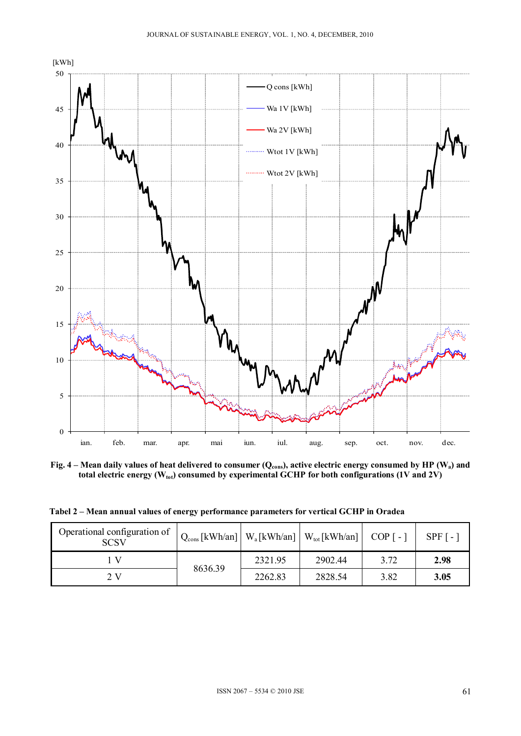**Fig. 4 – Mean daily values of heat delivered to consumer ($Q_{cons}$), active electric energy consumed by HP ($W_a$) and total electric energy ($W_{tot}$) consumed by experimental GCHP for both configurations (1V and 2V)**

**Tabel 2 – Mean annual values of energy performance parameters for vertical GCHP in Oradea**

| Operational configuration of SCSV | $Q_{cons}$ [kWh/an] | $W_a$ [kWh/an] | $W_{tot}$ [kWh/an] | COP [ - ] | SPF [ - ] |
|---|---|---|---|---|---|
| 1 V | 8636.39 | 2321.95 | 2902.44 | 3.72 | **2.98** |
| 2 V | | 2262.83 | 2828.54 | 3.82 | **3.05** |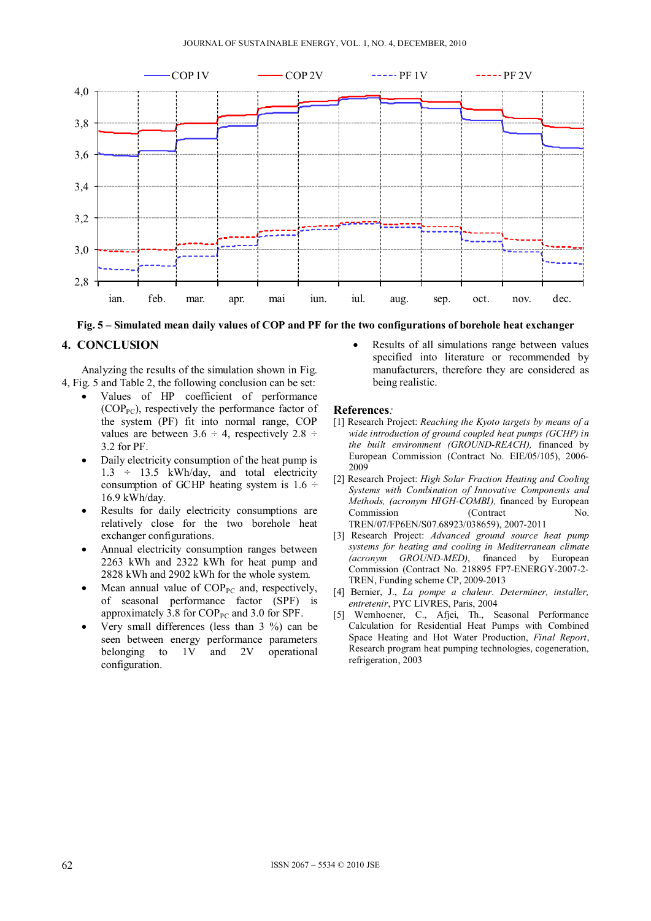COP 1V
COP 2V
PF 1V
PF 2V

4,0
3,8
3,6
3,4
3,2
3,0
2,8

ian. feb. mar. apr. mai iun. iul. aug. sep. oct. nov. dec.

**Fig. 5 – Simulated mean daily values of COP and PF for the two configurations of borehole heat exchanger**

## 4. CONCLUSION

Analyzing the results of the simulation shown in Fig. 4, Fig. 5 and Table 2, the following conclusion can be set:

- Values of HP coefficient of performance ($COP_{PC}$), respectively the performance factor of the system (PF) fit into normal range, COP values are between 3.6 ÷ 4, respectively 2.8 ÷ 3.2 for PF.
- Daily electricity consumption of the heat pump is 1.3 ÷ 13.5 kWh/day, and total electricity consumption of GCHP heating system is 1.6 ÷ 16.9 kWh/day.
- Results for daily electricity consumptions are relatively close for the two borehole heat exchanger configurations.
- Annual electricity consumption ranges between 2263 kWh and 2322 kWh for heat pump and 2828 kWh and 2902 kWh for the whole system.
- Mean annual value of $COP_{PC}$ and, respectively, of seasonal performance factor (SPF) is approximately 3.8 for $COP_{PC}$ and 3.0 for SPF.
- Very small differences (less than 3 %) can be seen between energy performance parameters belonging to 1V and 2V operational configuration.
- Results of all simulations range between values specified into literature or recommended by manufacturers, therefore they are considered as being realistic.

## References:

[1] Research Project: *Reaching the Kyoto targets by means of a wide introduction of ground coupled heat pumps (GCHP) in the built environment (GROUND-REACH),* financed by European Commission (Contract No. EIE/05/105), 2006-2009

[2] Research Project: *High Solar Fraction Heating and Cooling Systems with Combination of Innovative Components and Methods, (acronym HIGH-COMBI),* financed by European Commission (Contract No. TREN/07/FP6EN/S07.68923/038659), 2007-2011

[3] Research Project: *Advanced ground source heat pump systems for heating and cooling in Mediterranean climate (acronym GROUND-MED)*, financed by European Commission (Contract No. 218895 FP7-ENERGY-2007-2-TREN, Funding scheme CP, 2009-2013

[4] Bernier, J., *La pompe a chaleur. Determiner, installer, entretenir*, PYC LIVRES, Paris, 2004

[5] Wemhoener, C., Afjei, Th., Seasonal Performance Calculation for Residential Heat Pumps with Combined Space Heating and Hot Water Production, *Final Report*, Research program heat pumping technologies, cogeneration, refrigeration, 2003